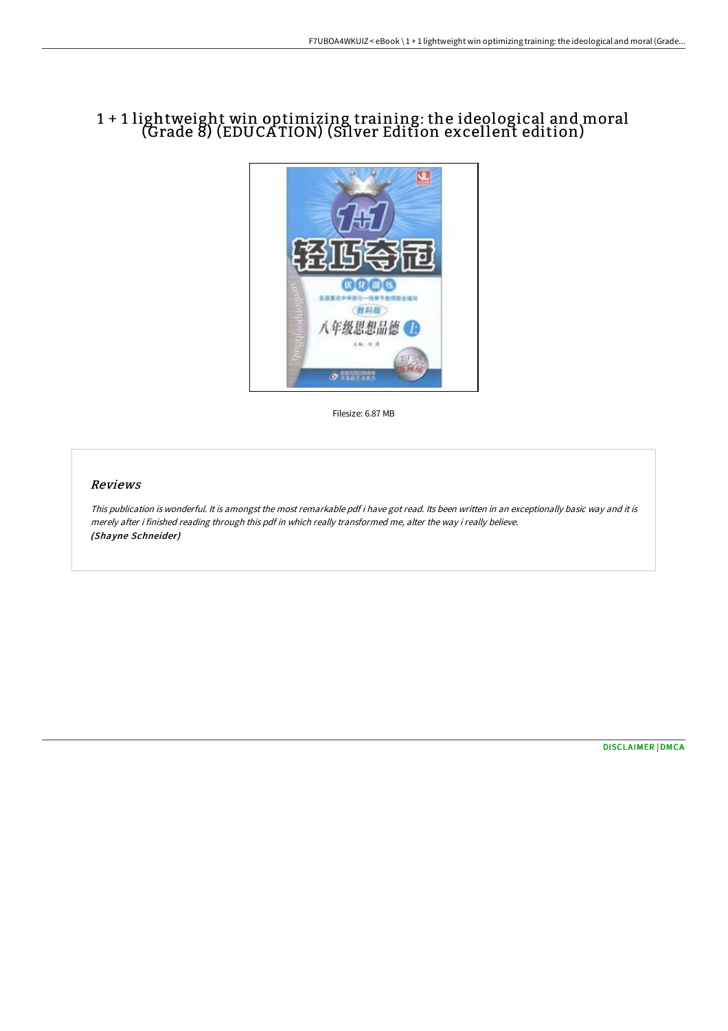# 1 + 1 lightweight win optimizing training: the ideological and moral (Grade 8) (EDUCATION) (Silver Edition excellent edition)

Filesize: 6.87 MB

## Reviews

*This publication is wonderful. It is amongst the most remarkable pdf i have got read. Its been written in an exceptionally basic way and it is merely after i finished reading through this pdf in which really transformed me, alter the way i really believe.*
***(Shayne Schneider)***

DISCLAIMER | DMCA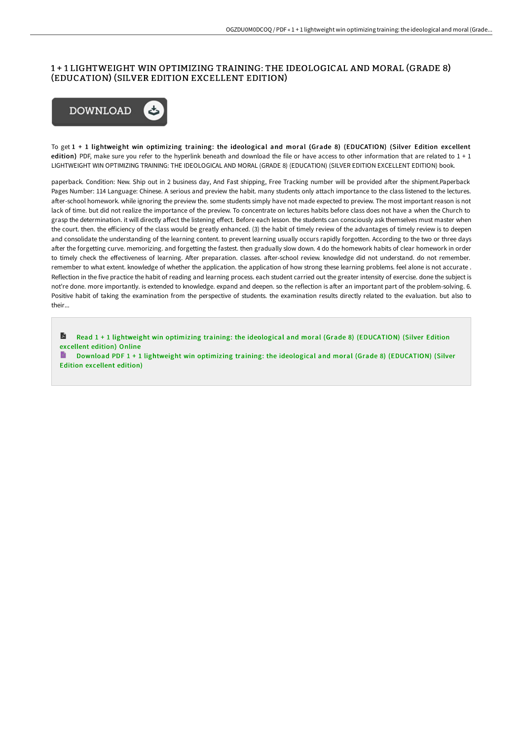# 1 + 1 LIGHTWEIGHT WIN OPTIMIZING TRAINING: THE IDEOLOGICAL AND MORAL (GRADE 8) (EDUCATION) (SILVER EDITION EXCELLENT EDITION)

DOWNLOAD

To get **1 + 1 lightweight win optimizing training: the ideological and moral (Grade 8) (EDUCATION) (Silver Edition excellent edition)** PDF, make sure you refer to the hyperlink beneath and download the file or have access to other information that are related to 1 + 1 LIGHTWEIGHT WIN OPTIMIZING TRAINING: THE IDEOLOGICAL AND MORAL (GRADE 8) (EDUCATION) (SILVER EDITION EXCELLENT EDITION) book.

paperback. Condition: New. Ship out in 2 business day, And Fast shipping, Free Tracking number will be provided after the shipment.Paperback Pages Number: 114 Language: Chinese. A serious and preview the habit. many students only attach importance to the class listened to the lectures. after-school homework. while ignoring the preview the. some students simply have not made expected to preview. The most important reason is not lack of time. but did not realize the importance of the preview. To concentrate on lectures habits before class does not have a when the Church to grasp the determination. it will directly affect the listening effect. Before each lesson. the students can consciously ask themselves must master when the court. then. the efficiency of the class would be greatly enhanced. (3) the habit of timely review of the advantages of timely review is to deepen and consolidate the understanding of the learning content. to prevent learning usually occurs rapidly forgotten. According to the two or three days after the forgetting curve. memorizing. and forgetting the fastest. then gradually slow down. 4 do the homework habits of clear homework in order to timely check the effectiveness of learning. After preparation. classes. after-school review. knowledge did not understand. do not remember. remember to what extent. knowledge of whether the application. the application of how strong these learning problems. feel alone is not accurate . Reflection in the five practice the habit of reading and learning process. each student carried out the greater intensity of exercise. done the subject is not're done. more importantly. is extended to knowledge. expand and deepen. so the reflection is after an important part of the problem-solving. 6. Positive habit of taking the examination from the perspective of students. the examination results directly related to the evaluation. but also to their...

Read 1 + 1 lightweight win optimizing training: the ideological and moral (Grade 8) (EDUCATION) (Silver Edition excellent edition) Online

Download PDF 1 + 1 lightweight win optimizing training: the ideological and moral (Grade 8) (EDUCATION) (Silver Edition excellent edition)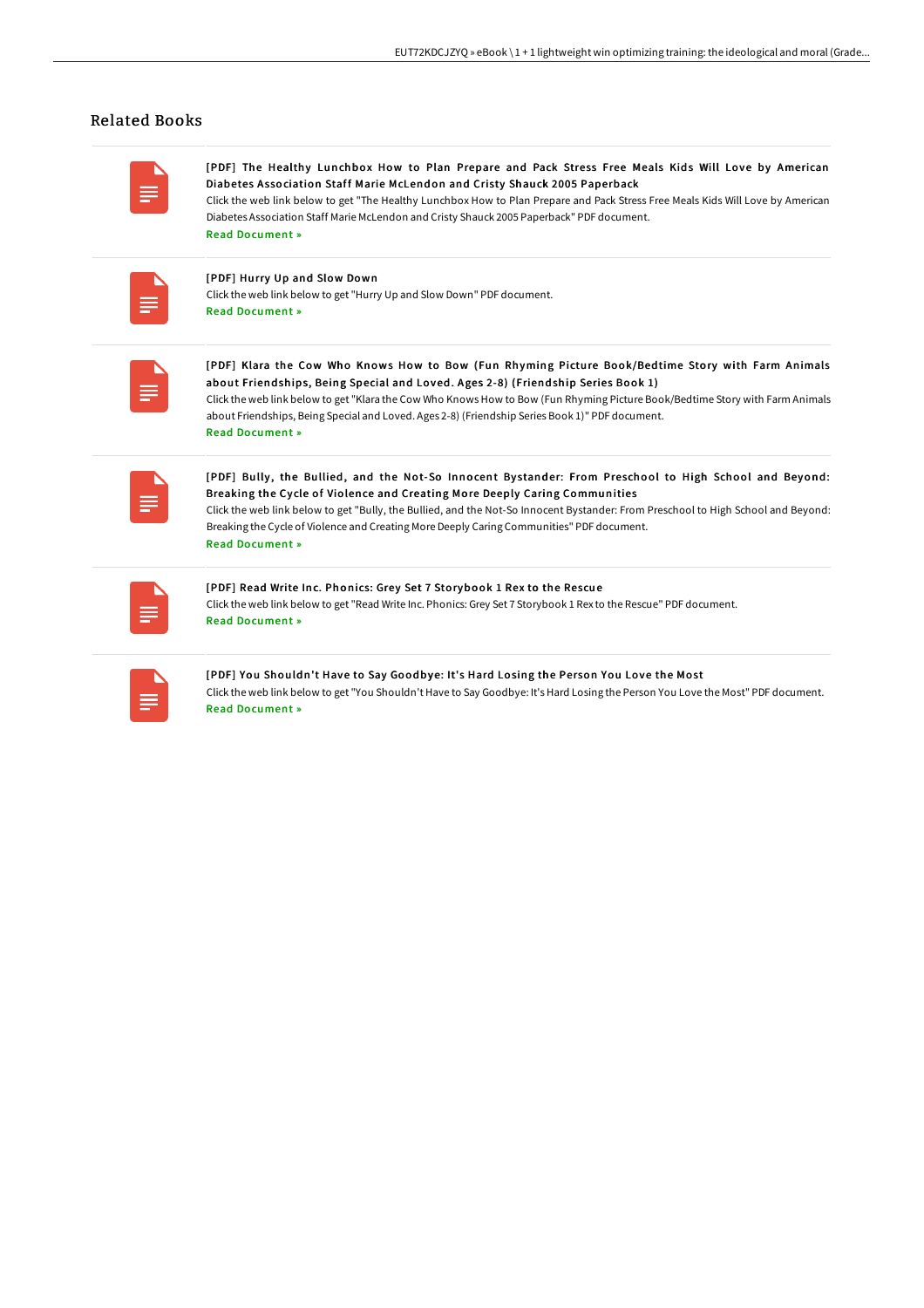## Related Books

[PDF] The Healthy Lunchbox How to Plan Prepare and Pack Stress Free Meals Kids Will Love by American Diabetes Association Staff Marie McLendon and Cristy Shauck 2005 Paperback
Click the web link below to get "The Healthy Lunchbox How to Plan Prepare and Pack Stress Free Meals Kids Will Love by American Diabetes Association Staff Marie McLendon and Cristy Shauck 2005 Paperback" PDF document.
Read Document »

[PDF] Hurry Up and Slow Down
Click the web link below to get "Hurry Up and Slow Down" PDF document.
Read Document »

[PDF] Klara the Cow Who Knows How to Bow (Fun Rhyming Picture Book/Bedtime Story with Farm Animals about Friendships, Being Special and Loved. Ages 2-8) (Friendship Series Book 1)
Click the web link below to get "Klara the Cow Who Knows How to Bow (Fun Rhyming Picture Book/Bedtime Story with Farm Animals about Friendships, Being Special and Loved. Ages 2-8) (Friendship Series Book 1)" PDF document.
Read Document »

[PDF] Bully, the Bullied, and the Not-So Innocent Bystander: From Preschool to High School and Beyond: Breaking the Cycle of Violence and Creating More Deeply Caring Communities
Click the web link below to get "Bully, the Bullied, and the Not-So Innocent Bystander: From Preschool to High School and Beyond: Breaking the Cycle of Violence and Creating More Deeply Caring Communities" PDF document.
Read Document »

[PDF] Read Write Inc. Phonics: Grey Set 7 Storybook 1 Rex to the Rescue
Click the web link below to get "Read Write Inc. Phonics: Grey Set 7 Storybook 1 Rex to the Rescue" PDF document.
Read Document »

[PDF] You Shouldn't Have to Say Goodbye: It's Hard Losing the Person You Love the Most
Click the web link below to get "You Shouldn't Have to Say Goodbye: It's Hard Losing the Person You Love the Most" PDF document.
Read Document »